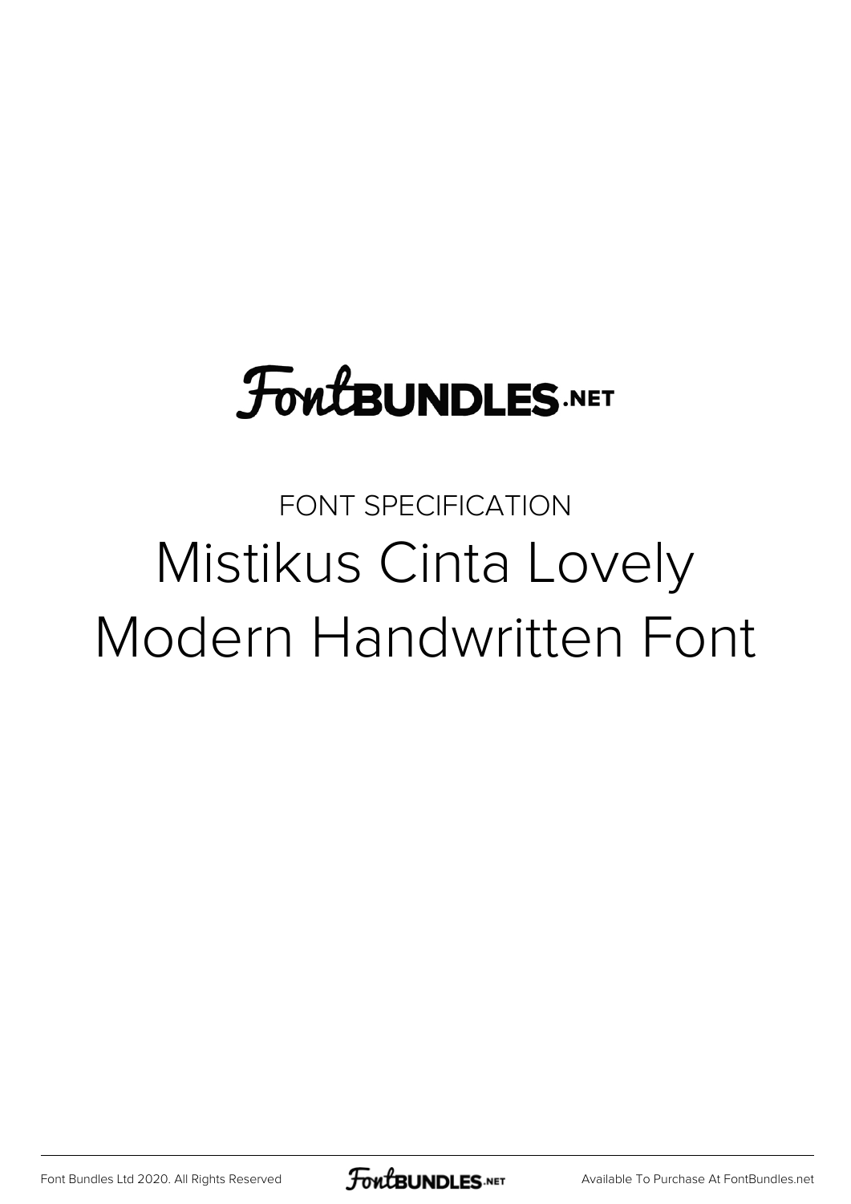FontBUNDLES.NET

FONT SPECIFICATION

# Mistikus Cinta Lovely Modern Handwritten Font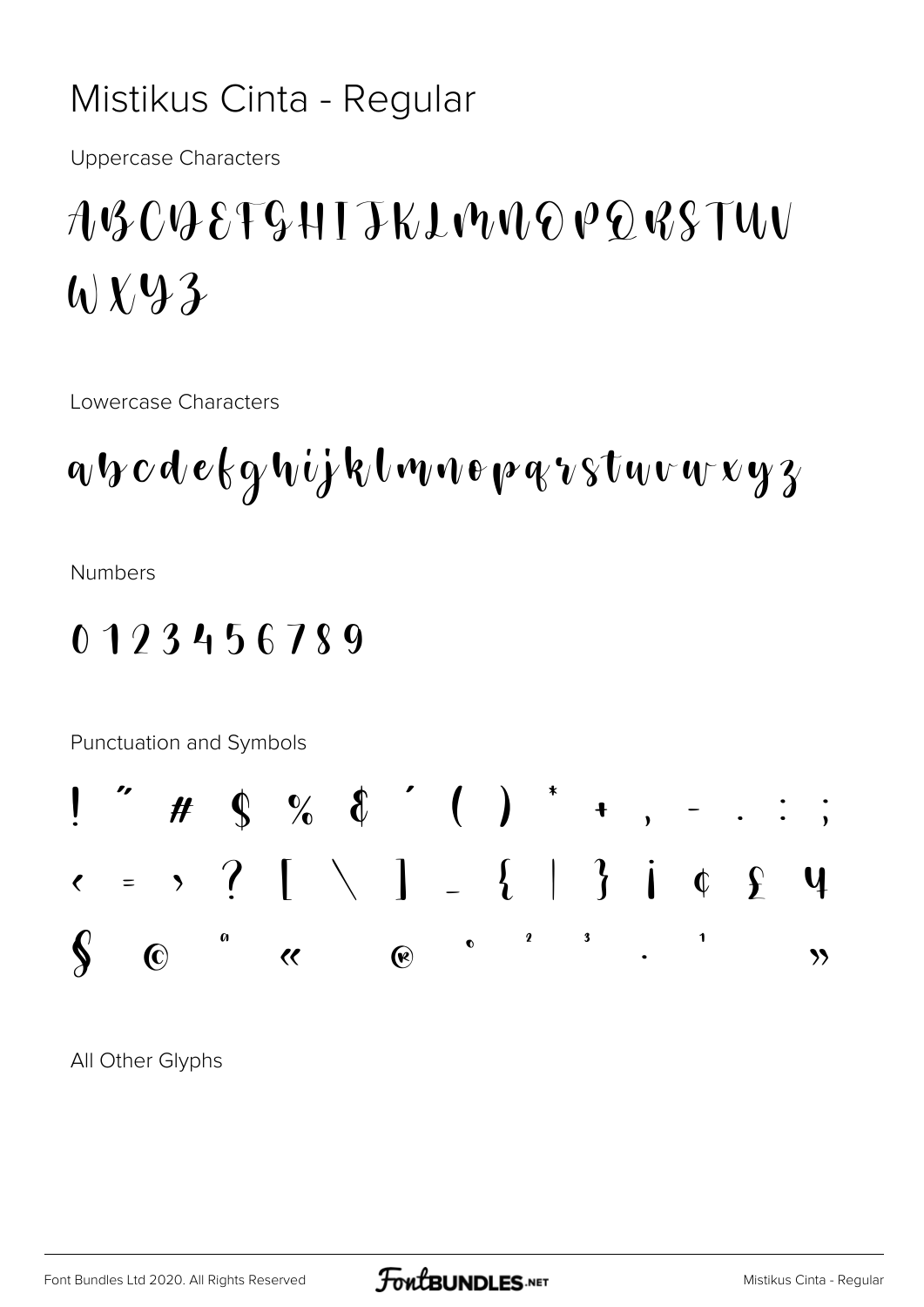# Mistikus Cinta - Regular

Uppercase Characters

ABCDEFGHIJKLMNOPQRSTUV
WXYZ

Lowercase Characters

abcdefghijklmnopqrstuvwxyz

Numbers

0 1 2 3 4 5 6 7 8 9

Punctuation and Symbols

! " # $ % & ' ( ) * + , - . : ;
< = > ? [ \ ] _ { | } ¡ ¢ £ ¥
§ © ª « ® ° ² ³ · ¹ »

All Other Glyphs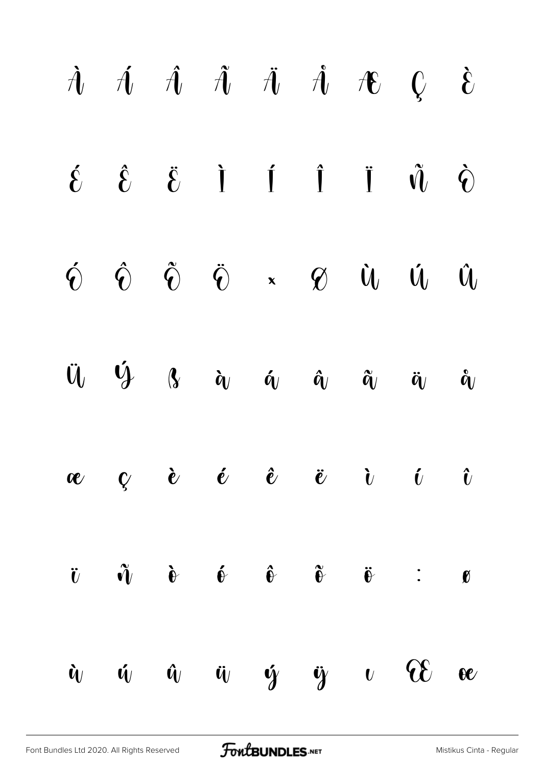À Á Â Ã Ä Å Æ Ç È

É Ê Ë Ì Í Î Ï Ñ Ò

Ó Ô Õ Ö × Ø Ù Ú Û

Ü Ý ß à á â ã ä å

æ ç è é ê ë ì í î

ï ñ ò ó ô õ ö ÷ ø

ù ú û ü ý ÿ ı Œ œ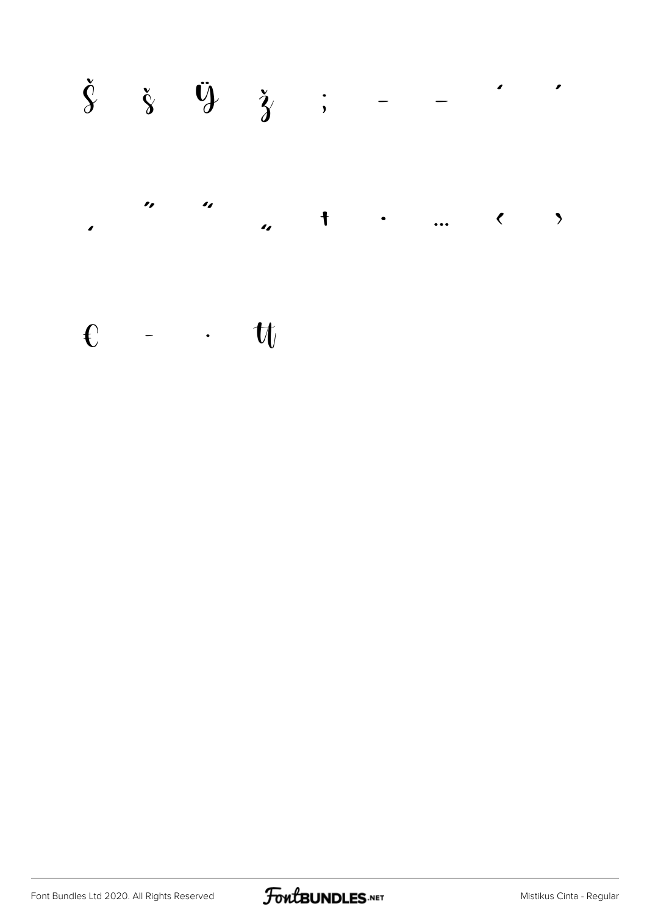Š š Ÿ ž ; – — ‘ ’

‚ ” “ „ † • … ‹ ›

€ - · tt